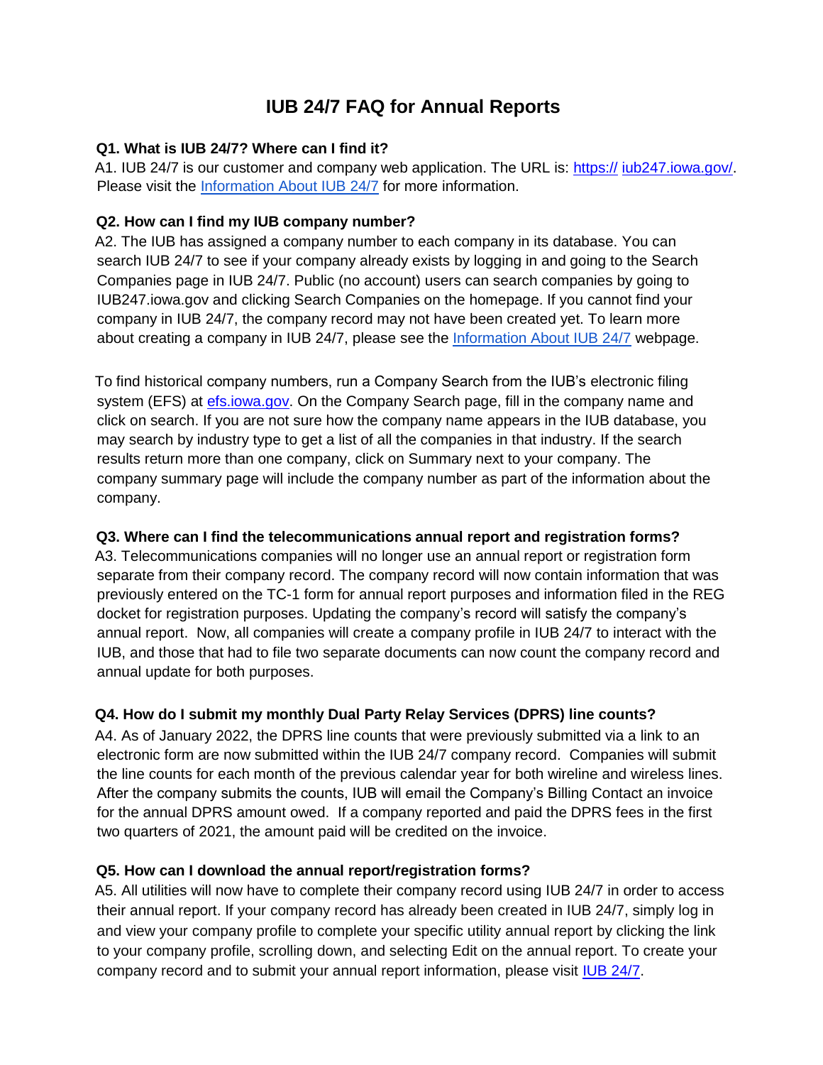# IUB 24/7 FAQ for Annual Reports

**Q1. What is IUB 24/7? Where can I find it?**

A1. IUB 24/7 is our customer and company web application. The URL is: https:// iub247.iowa.gov/. Please visit the Information About IUB 24/7 for more information.

**Q2. How can I find my IUB company number?**

A2. The IUB has assigned a company number to each company in its database. You can search IUB 24/7 to see if your company already exists by logging in and going to the Search Companies page in IUB 24/7. Public (no account) users can search companies by going to IUB247.iowa.gov and clicking Search Companies on the homepage. If you cannot find your company in IUB 24/7, the company record may not have been created yet. To learn more about creating a company in IUB 24/7, please see the Information About IUB 24/7 webpage.

To find historical company numbers, run a Company Search from the IUB's electronic filing system (EFS) at efs.iowa.gov. On the Company Search page, fill in the company name and click on search. If you are not sure how the company name appears in the IUB database, you may search by industry type to get a list of all the companies in that industry. If the search results return more than one company, click on Summary next to your company. The company summary page will include the company number as part of the information about the company.

**Q3. Where can I find the telecommunications annual report and registration forms?**

A3. Telecommunications companies will no longer use an annual report or registration form separate from their company record. The company record will now contain information that was previously entered on the TC-1 form for annual report purposes and information filed in the REG docket for registration purposes. Updating the company's record will satisfy the company's annual report. Now, all companies will create a company profile in IUB 24/7 to interact with the IUB, and those that had to file two separate documents can now count the company record and annual update for both purposes.

**Q4. How do I submit my monthly Dual Party Relay Services (DPRS) line counts?**

A4. As of January 2022, the DPRS line counts that were previously submitted via a link to an electronic form are now submitted within the IUB 24/7 company record. Companies will submit the line counts for each month of the previous calendar year for both wireline and wireless lines. After the company submits the counts, IUB will email the Company's Billing Contact an invoice for the annual DPRS amount owed. If a company reported and paid the DPRS fees in the first two quarters of 2021, the amount paid will be credited on the invoice.

**Q5. How can I download the annual report/registration forms?**

A5. All utilities will now have to complete their company record using IUB 24/7 in order to access their annual report. If your company record has already been created in IUB 24/7, simply log in and view your company profile to complete your specific utility annual report by clicking the link to your company profile, scrolling down, and selecting Edit on the annual report. To create your company record and to submit your annual report information, please visit IUB 24/7.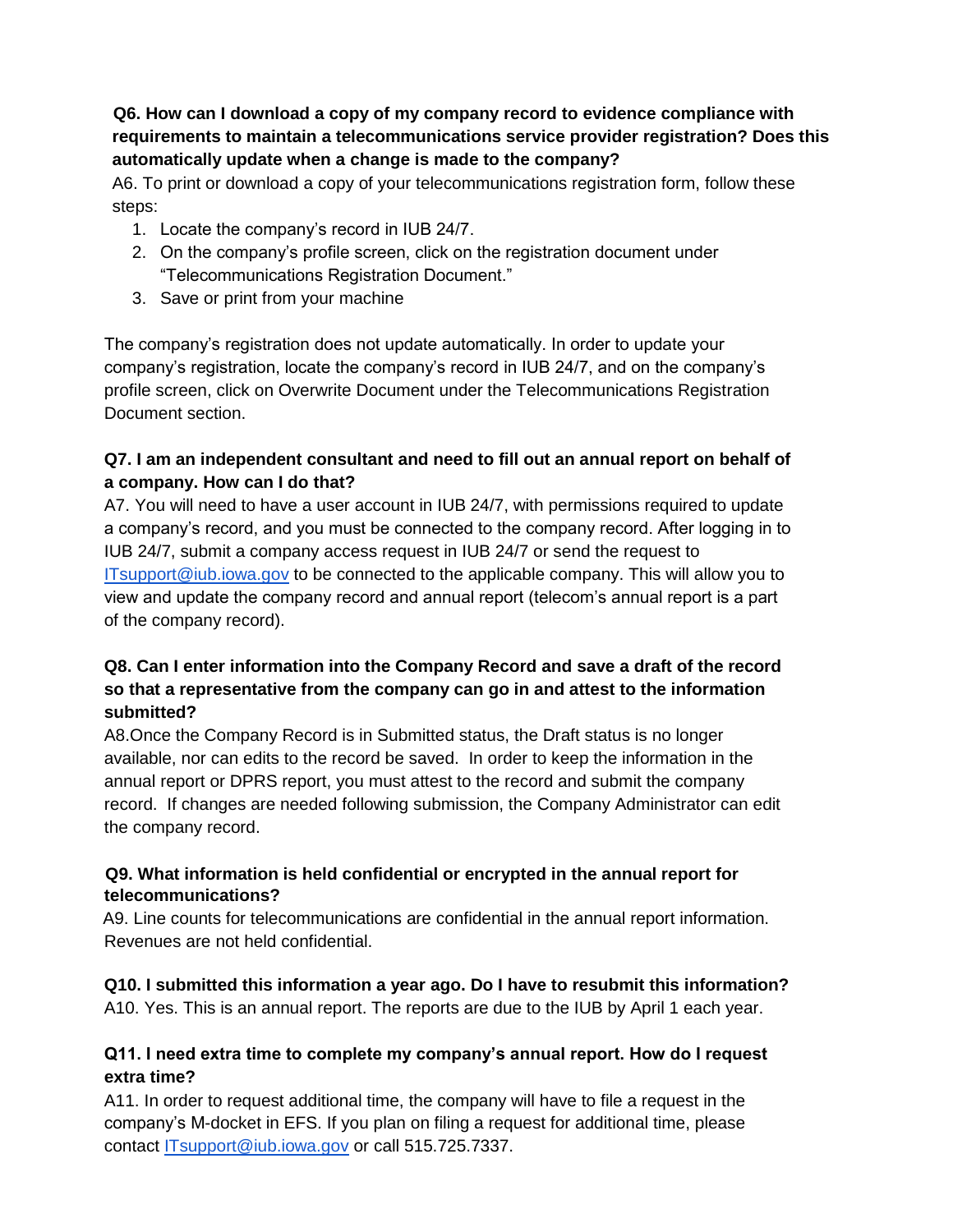**Q6. How can I download a copy of my company record to evidence compliance with requirements to maintain a telecommunications service provider registration? Does this automatically update when a change is made to the company?**

A6. To print or download a copy of your telecommunications registration form, follow these steps:

1. Locate the company's record in IUB 24/7.
2. On the company's profile screen, click on the registration document under "Telecommunications Registration Document."
3. Save or print from your machine

The company's registration does not update automatically. In order to update your company's registration, locate the company's record in IUB 24/7, and on the company's profile screen, click on Overwrite Document under the Telecommunications Registration Document section.

**Q7. I am an independent consultant and need to fill out an annual report on behalf of a company. How can I do that?**

A7. You will need to have a user account in IUB 24/7, with permissions required to update a company's record, and you must be connected to the company record. After logging in to IUB 24/7, submit a company access request in IUB 24/7 or send the request to [ITsupport@iub.iowa.gov](mailto:ITsupport@iub.iowa.gov) to be connected to the applicable company. This will allow you to view and update the company record and annual report (telecom's annual report is a part of the company record).

**Q8. Can I enter information into the Company Record and save a draft of the record so that a representative from the company can go in and attest to the information submitted?**

A8.Once the Company Record is in Submitted status, the Draft status is no longer available, nor can edits to the record be saved. In order to keep the information in the annual report or DPRS report, you must attest to the record and submit the company record. If changes are needed following submission, the Company Administrator can edit the company record.

**Q9. What information is held confidential or encrypted in the annual report for telecommunications?**

A9. Line counts for telecommunications are confidential in the annual report information. Revenues are not held confidential.

**Q10. I submitted this information a year ago. Do I have to resubmit this information?**

A10. Yes. This is an annual report. The reports are due to the IUB by April 1 each year.

**Q11. I need extra time to complete my company's annual report. How do I request extra time?**

A11. In order to request additional time, the company will have to file a request in the company's M-docket in EFS. If you plan on filing a request for additional time, please contact [ITsupport@iub.iowa.gov](mailto:ITsupport@iub.iowa.gov) or call 515.725.7337.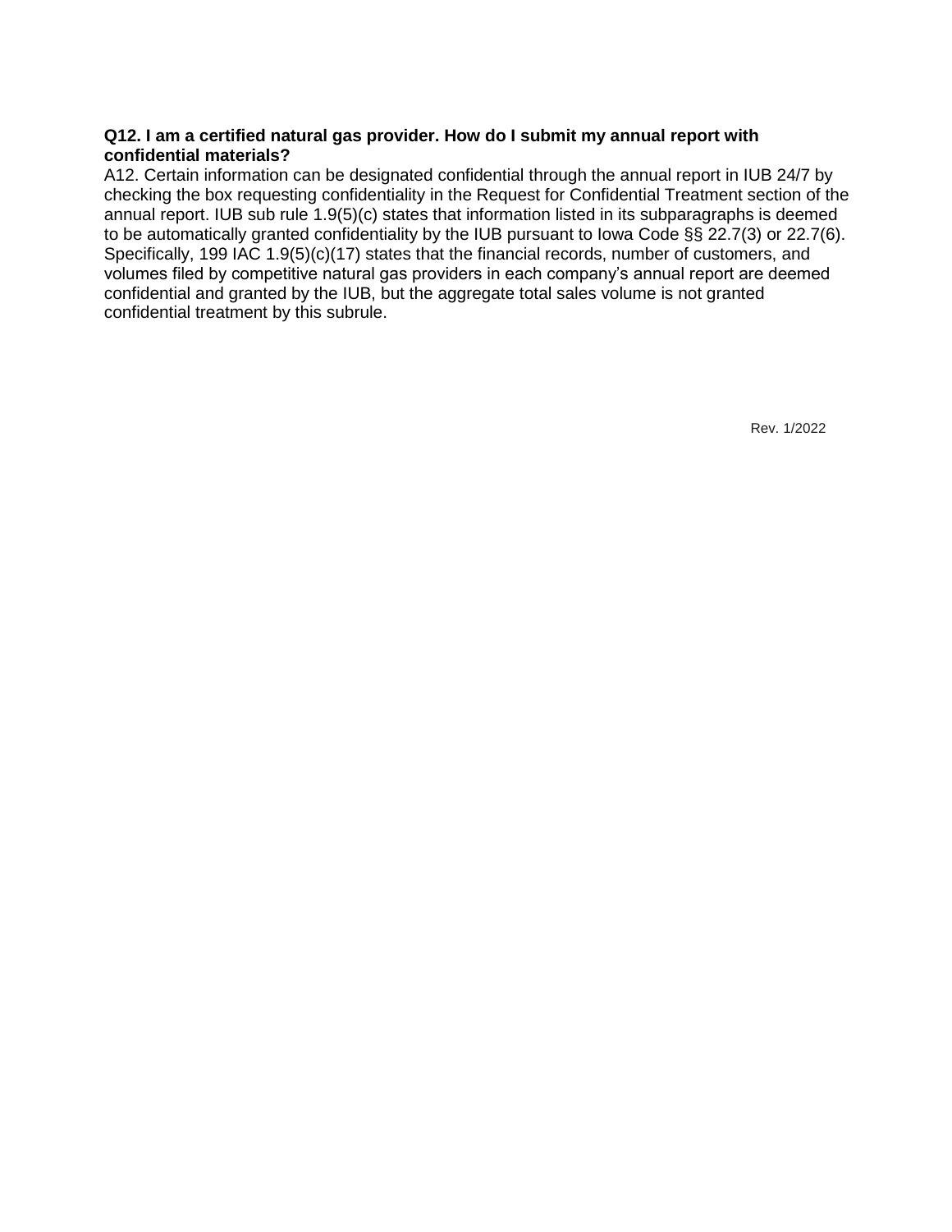**Q12. I am a certified natural gas provider. How do I submit my annual report with confidential materials?**

A12. Certain information can be designated confidential through the annual report in IUB 24/7 by checking the box requesting confidentiality in the Request for Confidential Treatment section of the annual report. IUB sub rule 1.9(5)(c) states that information listed in its subparagraphs is deemed to be automatically granted confidentiality by the IUB pursuant to Iowa Code §§ 22.7(3) or 22.7(6). Specifically, 199 IAC 1.9(5)(c)(17) states that the financial records, number of customers, and volumes filed by competitive natural gas providers in each company's annual report are deemed confidential and granted by the IUB, but the aggregate total sales volume is not granted confidential treatment by this subrule.

Rev. 1/2022